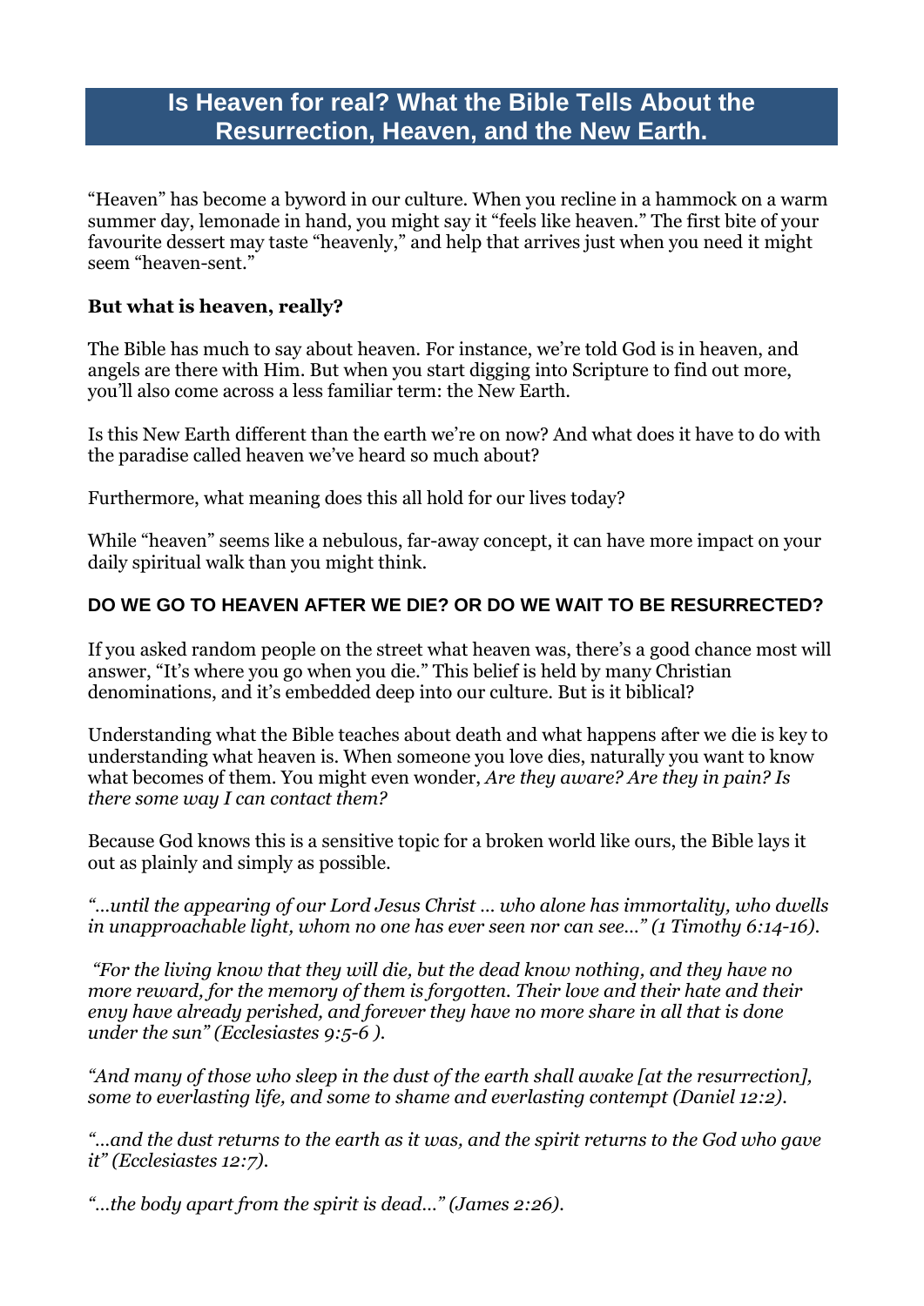# Is Heaven for real? What the Bible Tells About the Resurrection, Heaven, and the New Earth.

"Heaven" has become a byword in our culture. When you recline in a hammock on a warm summer day, lemonade in hand, you might say it "feels like heaven." The first bite of your favourite dessert may taste "heavenly," and help that arrives just when you need it might seem "heaven-sent."

**But what is heaven, really?**

The Bible has much to say about heaven. For instance, we're told God is in heaven, and angels are there with Him. But when you start digging into Scripture to find out more, you'll also come across a less familiar term: the New Earth.

Is this New Earth different than the earth we're on now? And what does it have to do with the paradise called heaven we've heard so much about?

Furthermore, what meaning does this all hold for our lives today?

While "heaven" seems like a nebulous, far-away concept, it can have more impact on your daily spiritual walk than you might think.

## DO WE GO TO HEAVEN AFTER WE DIE? OR DO WE WAIT TO BE RESURRECTED?

If you asked random people on the street what heaven was, there's a good chance most will answer, "It's where you go when you die." This belief is held by many Christian denominations, and it's embedded deep into our culture. But is it biblical?

Understanding what the Bible teaches about death and what happens after we die is key to understanding what heaven is. When someone you love dies, naturally you want to know what becomes of them. You might even wonder, *Are they aware? Are they in pain? Is there some way I can contact them?*

Because God knows this is a sensitive topic for a broken world like ours, the Bible lays it out as plainly and simply as possible.

*"…until the appearing of our Lord Jesus Christ … who alone has immortality, who dwells in unapproachable light, whom no one has ever seen nor can see…" (1 Timothy 6:14-16).*

*"For the living know that they will die, but the dead know nothing, and they have no more reward, for the memory of them is forgotten. Their love and their hate and their envy have already perished, and forever they have no more share in all that is done under the sun" (Ecclesiastes 9:5-6 ).*

*"And many of those who sleep in the dust of the earth shall awake [at the resurrection], some to everlasting life, and some to shame and everlasting contempt (Daniel 12:2).*

*"…and the dust returns to the earth as it was, and the spirit returns to the God who gave it" (Ecclesiastes 12:7).*

*"…the body apart from the spirit is dead…" (James 2:26).*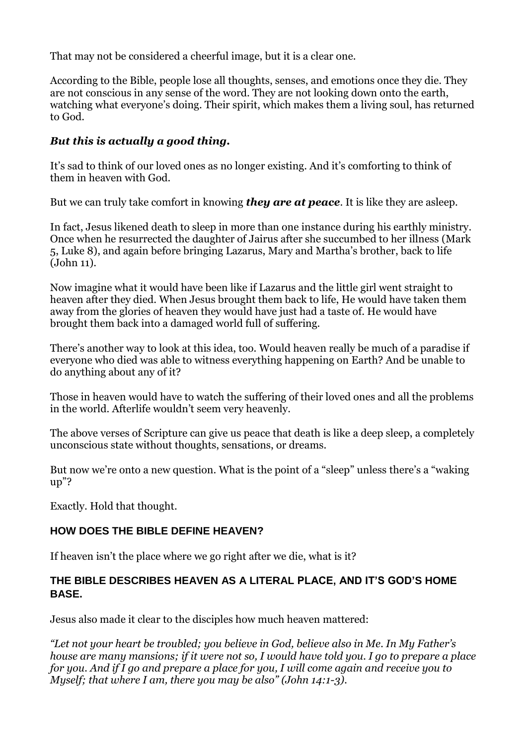That may not be considered a cheerful image, but it is a clear one.

According to the Bible, people lose all thoughts, senses, and emotions once they die. They are not conscious in any sense of the word. They are not looking down onto the earth, watching what everyone's doing. Their spirit, which makes them a living soul, has returned to God.

***But this is actually a good thing.***

It's sad to think of our loved ones as no longer existing. And it's comforting to think of them in heaven with God.

But we can truly take comfort in knowing ***they are at peace***. It is like they are asleep.

In fact, Jesus likened death to sleep in more than one instance during his earthly ministry. Once when he resurrected the daughter of Jairus after she succumbed to her illness (Mark 5, Luke 8), and again before bringing Lazarus, Mary and Martha's brother, back to life (John 11).

Now imagine what it would have been like if Lazarus and the little girl went straight to heaven after they died. When Jesus brought them back to life, He would have taken them away from the glories of heaven they would have just had a taste of. He would have brought them back into a damaged world full of suffering.

There's another way to look at this idea, too. Would heaven really be much of a paradise if everyone who died was able to witness everything happening on Earth? And be unable to do anything about any of it?

Those in heaven would have to watch the suffering of their loved ones and all the problems in the world. Afterlife wouldn't seem very heavenly.

The above verses of Scripture can give us peace that death is like a deep sleep, a completely unconscious state without thoughts, sensations, or dreams.

But now we're onto a new question. What is the point of a "sleep" unless there's a "waking up"?

Exactly. Hold that thought.

## HOW DOES THE BIBLE DEFINE HEAVEN?

If heaven isn't the place where we go right after we die, what is it?

### THE BIBLE DESCRIBES HEAVEN AS A LITERAL PLACE, AND IT'S GOD'S HOME BASE.

Jesus also made it clear to the disciples how much heaven mattered:

*"Let not your heart be troubled; you believe in God, believe also in Me. In My Father's house are many mansions; if it were not so, I would have told you. I go to prepare a place for you. And if I go and prepare a place for you, I will come again and receive you to Myself; that where I am, there you may be also" (John 14:1-3).*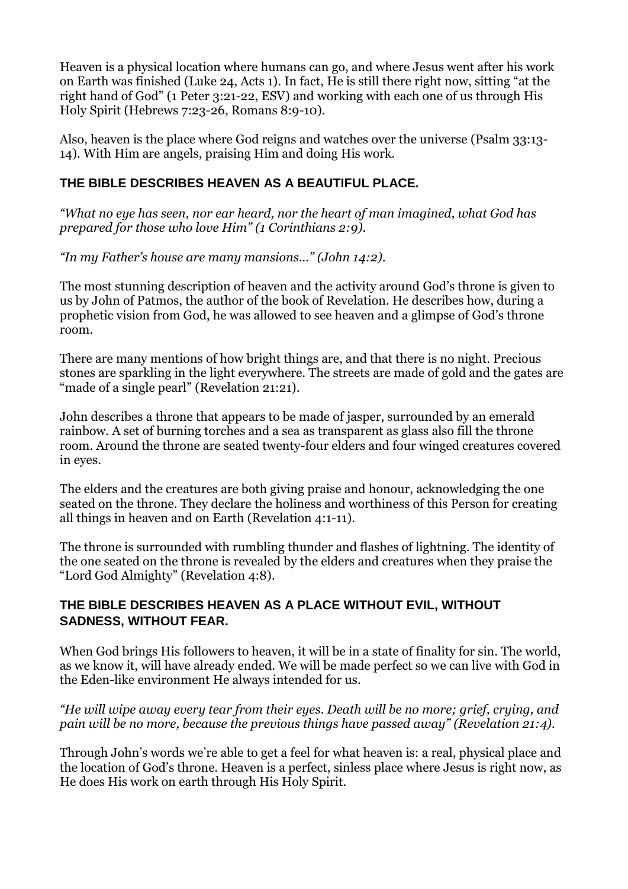Heaven is a physical location where humans can go, and where Jesus went after his work on Earth was finished (Luke 24, Acts 1). In fact, He is still there right now, sitting "at the right hand of God" (1 Peter 3:21-22, ESV) and working with each one of us through His Holy Spirit (Hebrews 7:23-26, Romans 8:9-10).

Also, heaven is the place where God reigns and watches over the universe (Psalm 33:13-14). With Him are angels, praising Him and doing His work.

## THE BIBLE DESCRIBES HEAVEN AS A BEAUTIFUL PLACE.

*"What no eye has seen, nor ear heard, nor the heart of man imagined, what God has prepared for those who love Him" (1 Corinthians 2:9).*

*"In my Father's house are many mansions…" (John 14:2).*

The most stunning description of heaven and the activity around God's throne is given to us by John of Patmos, the author of the book of Revelation. He describes how, during a prophetic vision from God, he was allowed to see heaven and a glimpse of God's throne room.

There are many mentions of how bright things are, and that there is no night. Precious stones are sparkling in the light everywhere. The streets are made of gold and the gates are "made of a single pearl" (Revelation 21:21).

John describes a throne that appears to be made of jasper, surrounded by an emerald rainbow. A set of burning torches and a sea as transparent as glass also fill the throne room. Around the throne are seated twenty-four elders and four winged creatures covered in eyes.

The elders and the creatures are both giving praise and honour, acknowledging the one seated on the throne. They declare the holiness and worthiness of this Person for creating all things in heaven and on Earth (Revelation 4:1-11).

The throne is surrounded with rumbling thunder and flashes of lightning. The identity of the one seated on the throne is revealed by the elders and creatures when they praise the "Lord God Almighty" (Revelation 4:8).

## THE BIBLE DESCRIBES HEAVEN AS A PLACE WITHOUT EVIL, WITHOUT SADNESS, WITHOUT FEAR.

When God brings His followers to heaven, it will be in a state of finality for sin. The world, as we know it, will have already ended. We will be made perfect so we can live with God in the Eden-like environment He always intended for us.

*"He will wipe away every tear from their eyes. Death will be no more; grief, crying, and pain will be no more, because the previous things have passed away" (Revelation 21:4).*

Through John's words we're able to get a feel for what heaven is: a real, physical place and the location of God's throne. Heaven is a perfect, sinless place where Jesus is right now, as He does His work on earth through His Holy Spirit.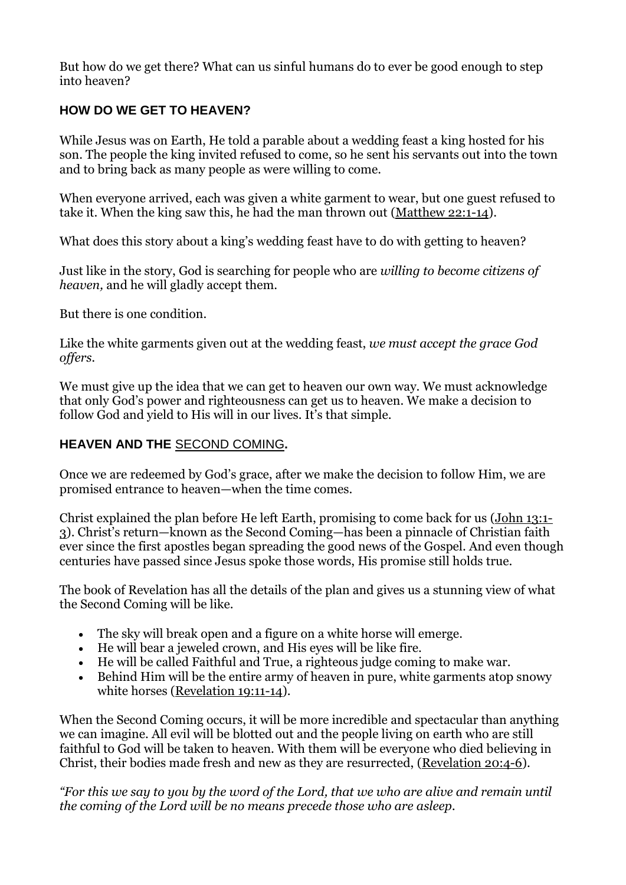But how do we get there? What can us sinful humans do to ever be good enough to step into heaven?

## HOW DO WE GET TO HEAVEN?

While Jesus was on Earth, He told a parable about a wedding feast a king hosted for his son. The people the king invited refused to come, so he sent his servants out into the town and to bring back as many people as were willing to come.

When everyone arrived, each was given a white garment to wear, but one guest refused to take it. When the king saw this, he had the man thrown out (Matthew 22:1-14).

What does this story about a king's wedding feast have to do with getting to heaven?

Just like in the story, God is searching for people who are *willing to become citizens of heaven,* and he will gladly accept them.

But there is one condition.

Like the white garments given out at the wedding feast, *we must accept the grace God offers.*

We must give up the idea that we can get to heaven our own way. We must acknowledge that only God's power and righteousness can get us to heaven. We make a decision to follow God and yield to His will in our lives. It's that simple.

## HEAVEN AND THE SECOND COMING.

Once we are redeemed by God's grace, after we make the decision to follow Him, we are promised entrance to heaven—when the time comes.

Christ explained the plan before He left Earth, promising to come back for us (John 13:1-3). Christ's return—known as the Second Coming—has been a pinnacle of Christian faith ever since the first apostles began spreading the good news of the Gospel. And even though centuries have passed since Jesus spoke those words, His promise still holds true.

The book of Revelation has all the details of the plan and gives us a stunning view of what the Second Coming will be like.

- The sky will break open and a figure on a white horse will emerge.
- He will bear a jeweled crown, and His eyes will be like fire.
- He will be called Faithful and True, a righteous judge coming to make war.
- Behind Him will be the entire army of heaven in pure, white garments atop snowy white horses (Revelation 19:11-14).

When the Second Coming occurs, it will be more incredible and spectacular than anything we can imagine. All evil will be blotted out and the people living on earth who are still faithful to God will be taken to heaven. With them will be everyone who died believing in Christ, their bodies made fresh and new as they are resurrected, (Revelation 20:4-6).

*"For this we say to you by the word of the Lord, that we who are alive and remain until the coming of the Lord will be no means precede those who are asleep.*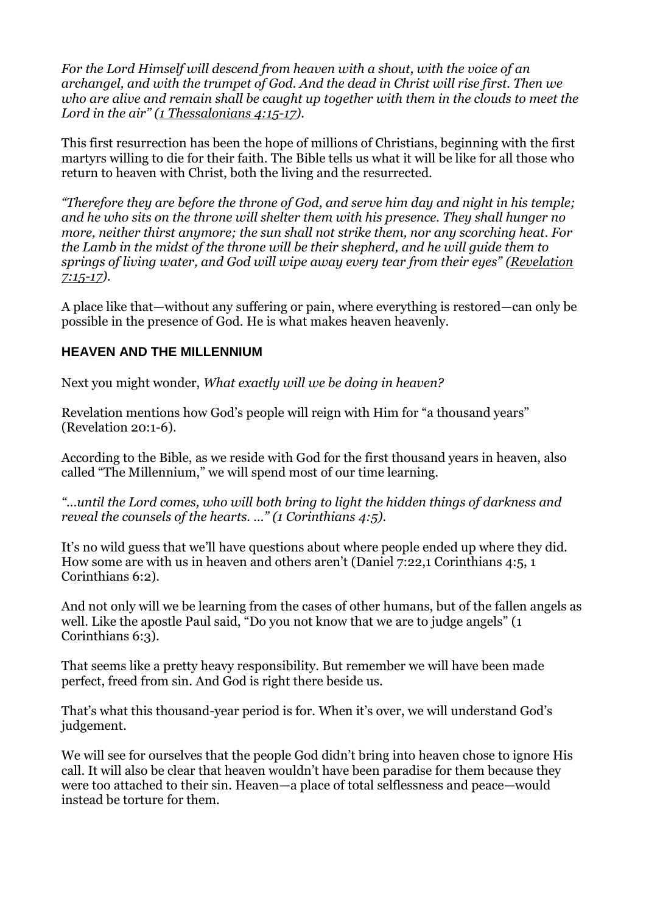*For the Lord Himself will descend from heaven with a shout, with the voice of an archangel, and with the trumpet of God. And the dead in Christ will rise first. Then we who are alive and remain shall be caught up together with them in the clouds to meet the Lord in the air" ([1 Thessalonians 4:15-17]).*

This first resurrection has been the hope of millions of Christians, beginning with the first martyrs willing to die for their faith. The Bible tells us what it will be like for all those who return to heaven with Christ, both the living and the resurrected.

*"Therefore they are before the throne of God, and serve him day and night in his temple; and he who sits on the throne will shelter them with his presence. They shall hunger no more, neither thirst anymore; the sun shall not strike them, nor any scorching heat. For the Lamb in the midst of the throne will be their shepherd, and he will guide them to springs of living water, and God will wipe away every tear from their eyes" ([Revelation 7:15-17]).*

A place like that—without any suffering or pain, where everything is restored—can only be possible in the presence of God. He is what makes heaven heavenly.

### HEAVEN AND THE MILLENNIUM

Next you might wonder, *What exactly will we be doing in heaven?*

Revelation mentions how God's people will reign with Him for "a thousand years" (Revelation 20:1-6).

According to the Bible, as we reside with God for the first thousand years in heaven, also called "The Millennium," we will spend most of our time learning.

*"...until the Lord comes, who will both bring to light the hidden things of darkness and reveal the counsels of the hearts. ..." (1 Corinthians 4:5).*

It's no wild guess that we'll have questions about where people ended up where they did. How some are with us in heaven and others aren't (Daniel 7:22,1 Corinthians 4:5, 1 Corinthians 6:2).

And not only will we be learning from the cases of other humans, but of the fallen angels as well. Like the apostle Paul said, "Do you not know that we are to judge angels" (1 Corinthians 6:3).

That seems like a pretty heavy responsibility. But remember we will have been made perfect, freed from sin. And God is right there beside us.

That's what this thousand-year period is for. When it's over, we will understand God's judgement.

We will see for ourselves that the people God didn't bring into heaven chose to ignore His call. It will also be clear that heaven wouldn't have been paradise for them because they were too attached to their sin. Heaven—a place of total selflessness and peace—would instead be torture for them.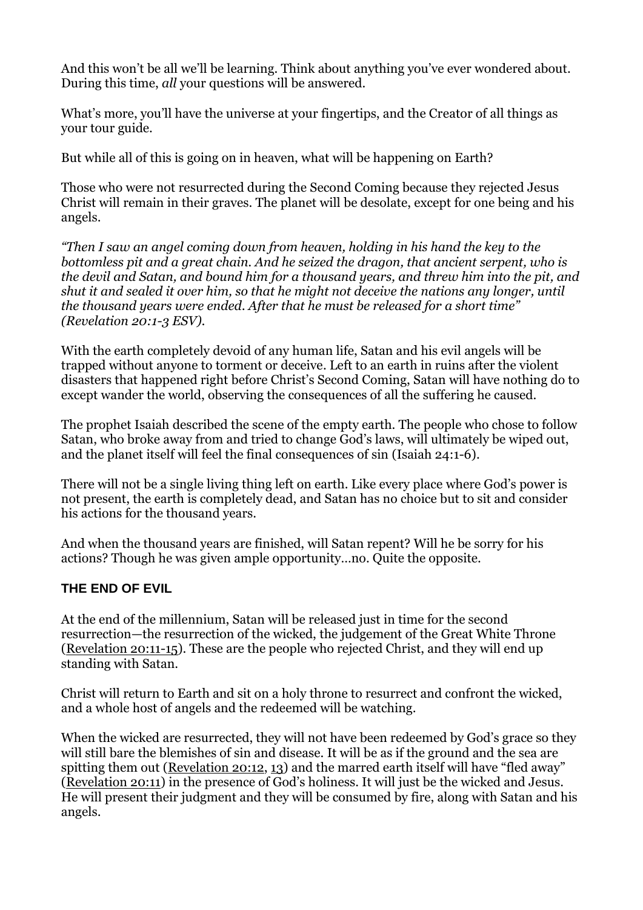And this won't be all we'll be learning. Think about anything you've ever wondered about. During this time, *all* your questions will be answered.

What's more, you'll have the universe at your fingertips, and the Creator of all things as your tour guide.

But while all of this is going on in heaven, what will be happening on Earth?

Those who were not resurrected during the Second Coming because they rejected Jesus Christ will remain in their graves. The planet will be desolate, except for one being and his angels.

*"Then I saw an angel coming down from heaven, holding in his hand the key to the bottomless pit and a great chain. And he seized the dragon, that ancient serpent, who is the devil and Satan, and bound him for a thousand years, and threw him into the pit, and shut it and sealed it over him, so that he might not deceive the nations any longer, until the thousand years were ended. After that he must be released for a short time" (Revelation 20:1-3 ESV).*

With the earth completely devoid of any human life, Satan and his evil angels will be trapped without anyone to torment or deceive. Left to an earth in ruins after the violent disasters that happened right before Christ's Second Coming, Satan will have nothing do to except wander the world, observing the consequences of all the suffering he caused.

The prophet Isaiah described the scene of the empty earth. The people who chose to follow Satan, who broke away from and tried to change God's laws, will ultimately be wiped out, and the planet itself will feel the final consequences of sin (Isaiah 24:1-6).

There will not be a single living thing left on earth. Like every place where God's power is not present, the earth is completely dead, and Satan has no choice but to sit and consider his actions for the thousand years.

And when the thousand years are finished, will Satan repent? Will he be sorry for his actions? Though he was given ample opportunity…no. Quite the opposite.

## THE END OF EVIL

At the end of the millennium, Satan will be released just in time for the second resurrection—the resurrection of the wicked, the judgement of the Great White Throne (Revelation 20:11-15). These are the people who rejected Christ, and they will end up standing with Satan.

Christ will return to Earth and sit on a holy throne to resurrect and confront the wicked, and a whole host of angels and the redeemed will be watching.

When the wicked are resurrected, they will not have been redeemed by God's grace so they will still bare the blemishes of sin and disease. It will be as if the ground and the sea are spitting them out (Revelation 20:12, 13) and the marred earth itself will have "fled away" (Revelation 20:11) in the presence of God's holiness. It will just be the wicked and Jesus. He will present their judgment and they will be consumed by fire, along with Satan and his angels.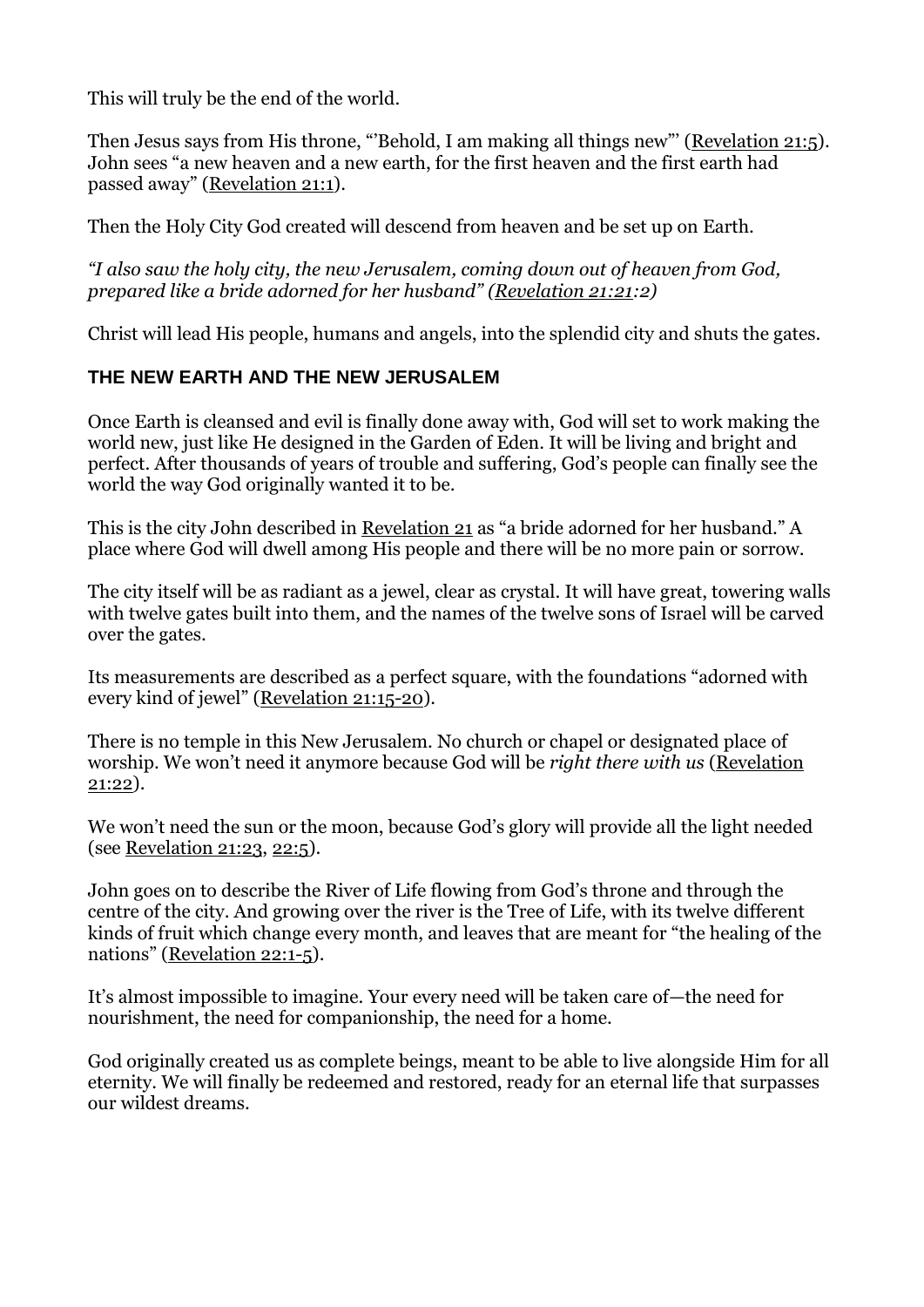This will truly be the end of the world.

Then Jesus says from His throne, "'Behold, I am making all things new'" (Revelation 21:5). John sees "a new heaven and a new earth, for the first heaven and the first earth had passed away" (Revelation 21:1).

Then the Holy City God created will descend from heaven and be set up on Earth.

*"I also saw the holy city, the new Jerusalem, coming down out of heaven from God, prepared like a bride adorned for her husband" (Revelation 21:21:2)*

Christ will lead His people, humans and angels, into the splendid city and shuts the gates.

## THE NEW EARTH AND THE NEW JERUSALEM

Once Earth is cleansed and evil is finally done away with, God will set to work making the world new, just like He designed in the Garden of Eden. It will be living and bright and perfect. After thousands of years of trouble and suffering, God's people can finally see the world the way God originally wanted it to be.

This is the city John described in Revelation 21 as "a bride adorned for her husband." A place where God will dwell among His people and there will be no more pain or sorrow.

The city itself will be as radiant as a jewel, clear as crystal. It will have great, towering walls with twelve gates built into them, and the names of the twelve sons of Israel will be carved over the gates.

Its measurements are described as a perfect square, with the foundations "adorned with every kind of jewel" (Revelation 21:15-20).

There is no temple in this New Jerusalem. No church or chapel or designated place of worship. We won't need it anymore because God will be *right there with us* (Revelation 21:22).

We won't need the sun or the moon, because God's glory will provide all the light needed (see Revelation 21:23, 22:5).

John goes on to describe the River of Life flowing from God's throne and through the centre of the city. And growing over the river is the Tree of Life, with its twelve different kinds of fruit which change every month, and leaves that are meant for "the healing of the nations" (Revelation 22:1-5).

It's almost impossible to imagine. Your every need will be taken care of—the need for nourishment, the need for companionship, the need for a home.

God originally created us as complete beings, meant to be able to live alongside Him for all eternity. We will finally be redeemed and restored, ready for an eternal life that surpasses our wildest dreams.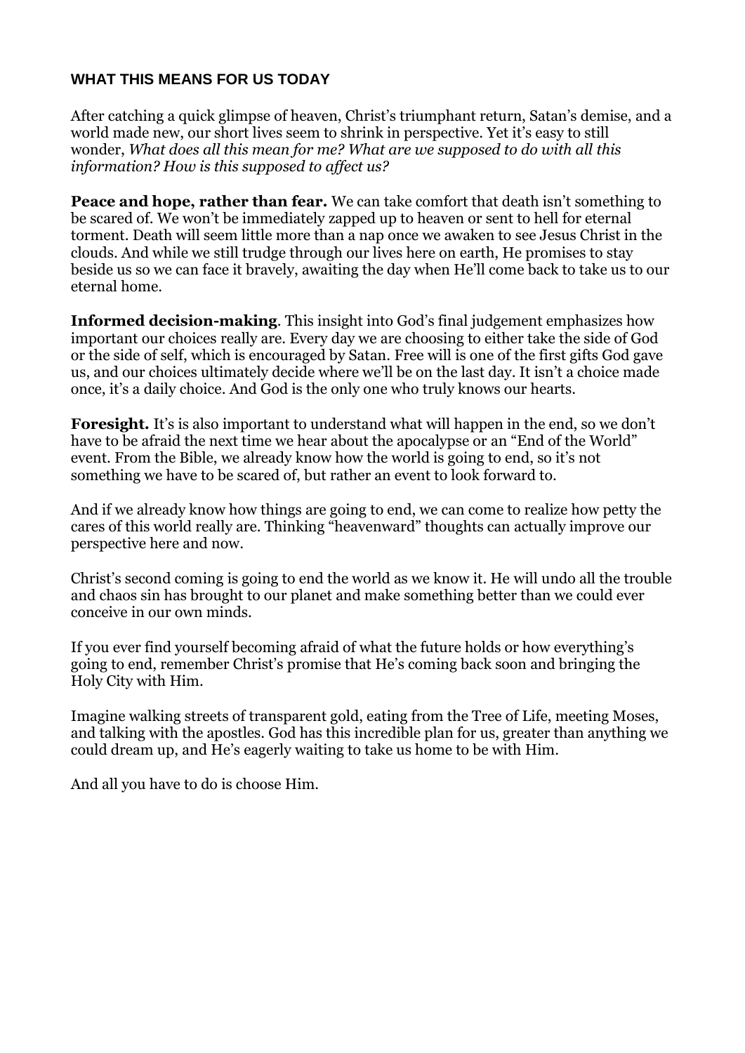## WHAT THIS MEANS FOR US TODAY

After catching a quick glimpse of heaven, Christ's triumphant return, Satan's demise, and a world made new, our short lives seem to shrink in perspective. Yet it's easy to still wonder, *What does all this mean for me? What are we supposed to do with all this information? How is this supposed to affect us?*

**Peace and hope, rather than fear.** We can take comfort that death isn't something to be scared of. We won't be immediately zapped up to heaven or sent to hell for eternal torment. Death will seem little more than a nap once we awaken to see Jesus Christ in the clouds. And while we still trudge through our lives here on earth, He promises to stay beside us so we can face it bravely, awaiting the day when He'll come back to take us to our eternal home.

**Informed decision-making**. This insight into God's final judgement emphasizes how important our choices really are. Every day we are choosing to either take the side of God or the side of self, which is encouraged by Satan. Free will is one of the first gifts God gave us, and our choices ultimately decide where we'll be on the last day. It isn't a choice made once, it's a daily choice. And God is the only one who truly knows our hearts.

**Foresight.** It's is also important to understand what will happen in the end, so we don't have to be afraid the next time we hear about the apocalypse or an "End of the World" event. From the Bible, we already know how the world is going to end, so it's not something we have to be scared of, but rather an event to look forward to.

And if we already know how things are going to end, we can come to realize how petty the cares of this world really are. Thinking "heavenward" thoughts can actually improve our perspective here and now.

Christ's second coming is going to end the world as we know it. He will undo all the trouble and chaos sin has brought to our planet and make something better than we could ever conceive in our own minds.

If you ever find yourself becoming afraid of what the future holds or how everything's going to end, remember Christ's promise that He's coming back soon and bringing the Holy City with Him.

Imagine walking streets of transparent gold, eating from the Tree of Life, meeting Moses, and talking with the apostles. God has this incredible plan for us, greater than anything we could dream up, and He's eagerly waiting to take us home to be with Him.

And all you have to do is choose Him.